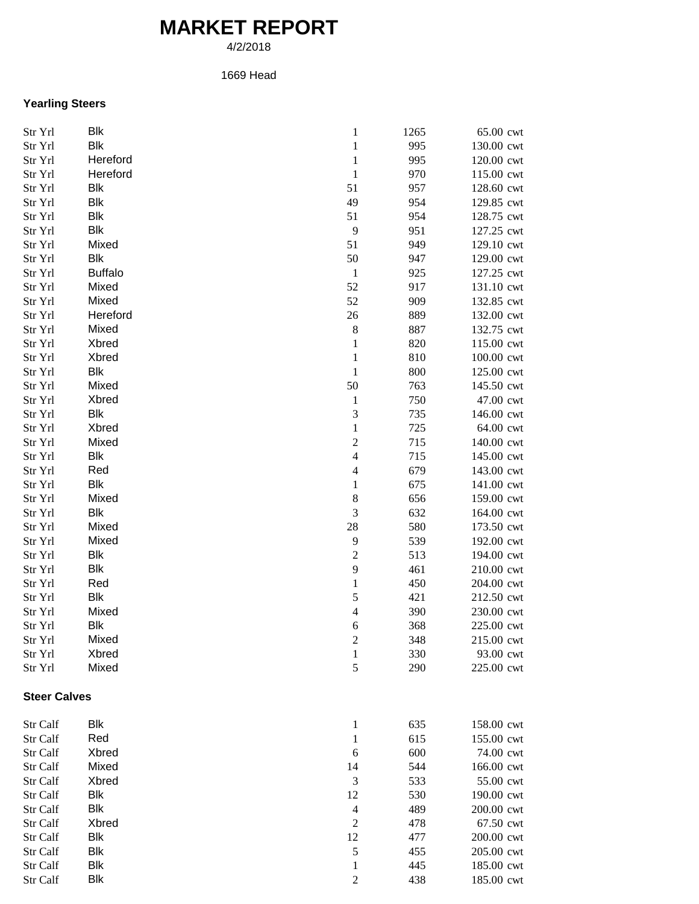# MARKET REPORT

4/2/2018

1669 Head

### Yearling Steers

| | | | | |
|---|---|---|---|---|
| Str Yrl | Blk | 1 | 1265 | 65.00 cwt |
| Str Yrl | Blk | 1 | 995 | 130.00 cwt |
| Str Yrl | Hereford | 1 | 995 | 120.00 cwt |
| Str Yrl | Hereford | 1 | 970 | 115.00 cwt |
| Str Yrl | Blk | 51 | 957 | 128.60 cwt |
| Str Yrl | Blk | 49 | 954 | 129.85 cwt |
| Str Yrl | Blk | 51 | 954 | 128.75 cwt |
| Str Yrl | Blk | 9 | 951 | 127.25 cwt |
| Str Yrl | Mixed | 51 | 949 | 129.10 cwt |
| Str Yrl | Blk | 50 | 947 | 129.00 cwt |
| Str Yrl | Buffalo | 1 | 925 | 127.25 cwt |
| Str Yrl | Mixed | 52 | 917 | 131.10 cwt |
| Str Yrl | Mixed | 52 | 909 | 132.85 cwt |
| Str Yrl | Hereford | 26 | 889 | 132.00 cwt |
| Str Yrl | Mixed | 8 | 887 | 132.75 cwt |
| Str Yrl | Xbred | 1 | 820 | 115.00 cwt |
| Str Yrl | Xbred | 1 | 810 | 100.00 cwt |
| Str Yrl | Blk | 1 | 800 | 125.00 cwt |
| Str Yrl | Mixed | 50 | 763 | 145.50 cwt |
| Str Yrl | Xbred | 1 | 750 | 47.00 cwt |
| Str Yrl | Blk | 3 | 735 | 146.00 cwt |
| Str Yrl | Xbred | 1 | 725 | 64.00 cwt |
| Str Yrl | Mixed | 2 | 715 | 140.00 cwt |
| Str Yrl | Blk | 4 | 715 | 145.00 cwt |
| Str Yrl | Red | 4 | 679 | 143.00 cwt |
| Str Yrl | Blk | 1 | 675 | 141.00 cwt |
| Str Yrl | Mixed | 8 | 656 | 159.00 cwt |
| Str Yrl | Blk | 3 | 632 | 164.00 cwt |
| Str Yrl | Mixed | 28 | 580 | 173.50 cwt |
| Str Yrl | Mixed | 9 | 539 | 192.00 cwt |
| Str Yrl | Blk | 2 | 513 | 194.00 cwt |
| Str Yrl | Blk | 9 | 461 | 210.00 cwt |
| Str Yrl | Red | 1 | 450 | 204.00 cwt |
| Str Yrl | Blk | 5 | 421 | 212.50 cwt |
| Str Yrl | Mixed | 4 | 390 | 230.00 cwt |
| Str Yrl | Blk | 6 | 368 | 225.00 cwt |
| Str Yrl | Mixed | 2 | 348 | 215.00 cwt |
| Str Yrl | Xbred | 1 | 330 | 93.00 cwt |
| Str Yrl | Mixed | 5 | 290 | 225.00 cwt |

### Steer Calves

| | | | | |
|---|---|---|---|---|
| Str Calf | Blk | 1 | 635 | 158.00 cwt |
| Str Calf | Red | 1 | 615 | 155.00 cwt |
| Str Calf | Xbred | 6 | 600 | 74.00 cwt |
| Str Calf | Mixed | 14 | 544 | 166.00 cwt |
| Str Calf | Xbred | 3 | 533 | 55.00 cwt |
| Str Calf | Blk | 12 | 530 | 190.00 cwt |
| Str Calf | Blk | 4 | 489 | 200.00 cwt |
| Str Calf | Xbred | 2 | 478 | 67.50 cwt |
| Str Calf | Blk | 12 | 477 | 200.00 cwt |
| Str Calf | Blk | 5 | 455 | 205.00 cwt |
| Str Calf | Blk | 1 | 445 | 185.00 cwt |
| Str Calf | Blk | 2 | 438 | 185.00 cwt |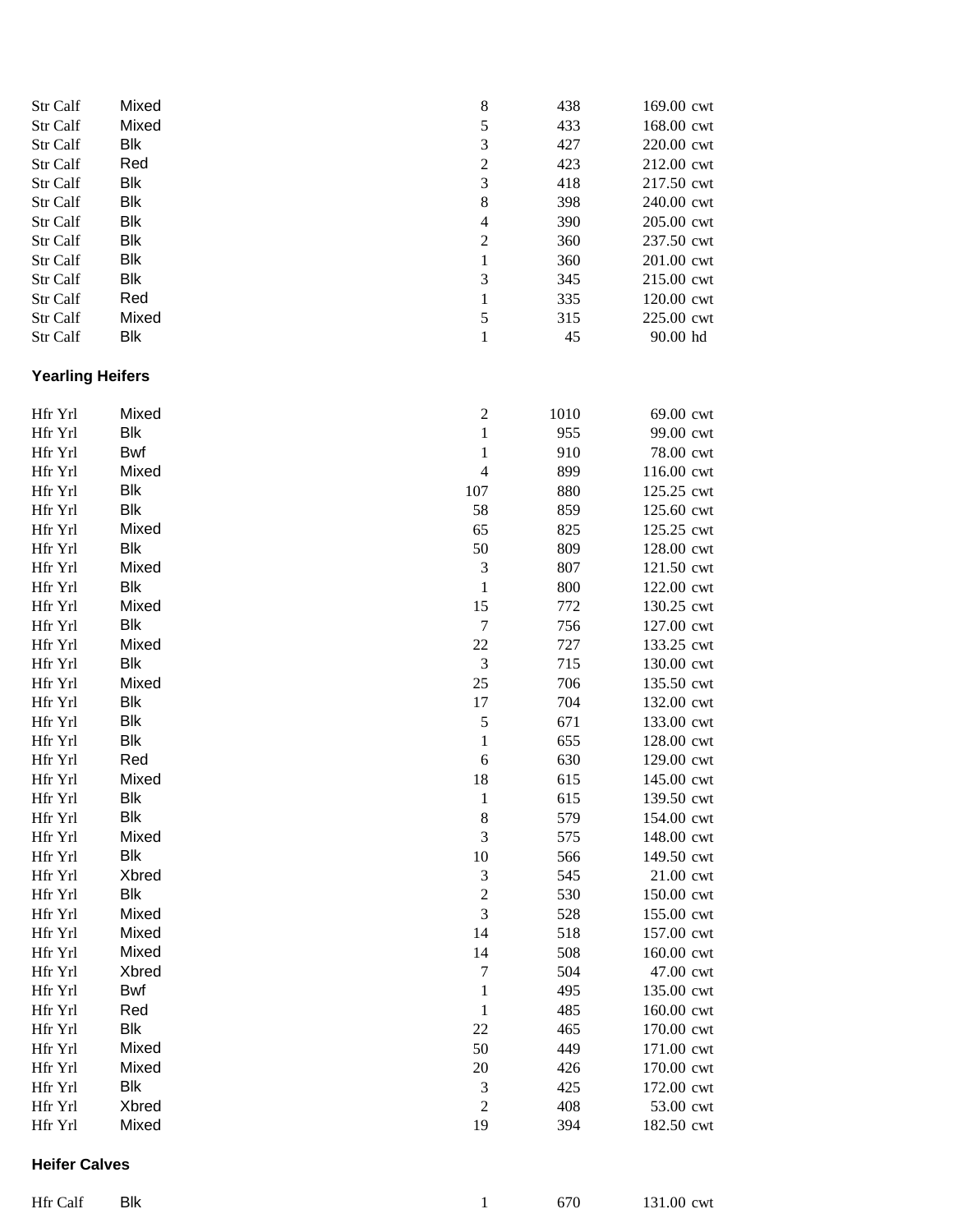| | | | | |
|---|---|---|---|---|
| Str Calf | Mixed | 8 | 438 | 169.00 cwt |
| Str Calf | Mixed | 5 | 433 | 168.00 cwt |
| Str Calf | Blk | 3 | 427 | 220.00 cwt |
| Str Calf | Red | 2 | 423 | 212.00 cwt |
| Str Calf | Blk | 3 | 418 | 217.50 cwt |
| Str Calf | Blk | 8 | 398 | 240.00 cwt |
| Str Calf | Blk | 4 | 390 | 205.00 cwt |
| Str Calf | Blk | 2 | 360 | 237.50 cwt |
| Str Calf | Blk | 1 | 360 | 201.00 cwt |
| Str Calf | Blk | 3 | 345 | 215.00 cwt |
| Str Calf | Red | 1 | 335 | 120.00 cwt |
| Str Calf | Mixed | 5 | 315 | 225.00 cwt |
| Str Calf | Blk | 1 | 45 | 90.00 hd |

**Yearling Heifers**

| | | | | |
|---|---|---|---|---|
| Hfr Yrl | Mixed | 2 | 1010 | 69.00 cwt |
| Hfr Yrl | Blk | 1 | 955 | 99.00 cwt |
| Hfr Yrl | Bwf | 1 | 910 | 78.00 cwt |
| Hfr Yrl | Mixed | 4 | 899 | 116.00 cwt |
| Hfr Yrl | Blk | 107 | 880 | 125.25 cwt |
| Hfr Yrl | Blk | 58 | 859 | 125.60 cwt |
| Hfr Yrl | Mixed | 65 | 825 | 125.25 cwt |
| Hfr Yrl | Blk | 50 | 809 | 128.00 cwt |
| Hfr Yrl | Mixed | 3 | 807 | 121.50 cwt |
| Hfr Yrl | Blk | 1 | 800 | 122.00 cwt |
| Hfr Yrl | Mixed | 15 | 772 | 130.25 cwt |
| Hfr Yrl | Blk | 7 | 756 | 127.00 cwt |
| Hfr Yrl | Mixed | 22 | 727 | 133.25 cwt |
| Hfr Yrl | Blk | 3 | 715 | 130.00 cwt |
| Hfr Yrl | Mixed | 25 | 706 | 135.50 cwt |
| Hfr Yrl | Blk | 17 | 704 | 132.00 cwt |
| Hfr Yrl | Blk | 5 | 671 | 133.00 cwt |
| Hfr Yrl | Blk | 1 | 655 | 128.00 cwt |
| Hfr Yrl | Red | 6 | 630 | 129.00 cwt |
| Hfr Yrl | Mixed | 18 | 615 | 145.00 cwt |
| Hfr Yrl | Blk | 1 | 615 | 139.50 cwt |
| Hfr Yrl | Blk | 8 | 579 | 154.00 cwt |
| Hfr Yrl | Mixed | 3 | 575 | 148.00 cwt |
| Hfr Yrl | Blk | 10 | 566 | 149.50 cwt |
| Hfr Yrl | Xbred | 3 | 545 | 21.00 cwt |
| Hfr Yrl | Blk | 2 | 530 | 150.00 cwt |
| Hfr Yrl | Mixed | 3 | 528 | 155.00 cwt |
| Hfr Yrl | Mixed | 14 | 518 | 157.00 cwt |
| Hfr Yrl | Mixed | 14 | 508 | 160.00 cwt |
| Hfr Yrl | Xbred | 7 | 504 | 47.00 cwt |
| Hfr Yrl | Bwf | 1 | 495 | 135.00 cwt |
| Hfr Yrl | Red | 1 | 485 | 160.00 cwt |
| Hfr Yrl | Blk | 22 | 465 | 170.00 cwt |
| Hfr Yrl | Mixed | 50 | 449 | 171.00 cwt |
| Hfr Yrl | Mixed | 20 | 426 | 170.00 cwt |
| Hfr Yrl | Blk | 3 | 425 | 172.00 cwt |
| Hfr Yrl | Xbred | 2 | 408 | 53.00 cwt |
| Hfr Yrl | Mixed | 19 | 394 | 182.50 cwt |

**Heifer Calves**

| | | | | |
|---|---|---|---|---|
| Hfr Calf | Blk | 1 | 670 | 131.00 cwt |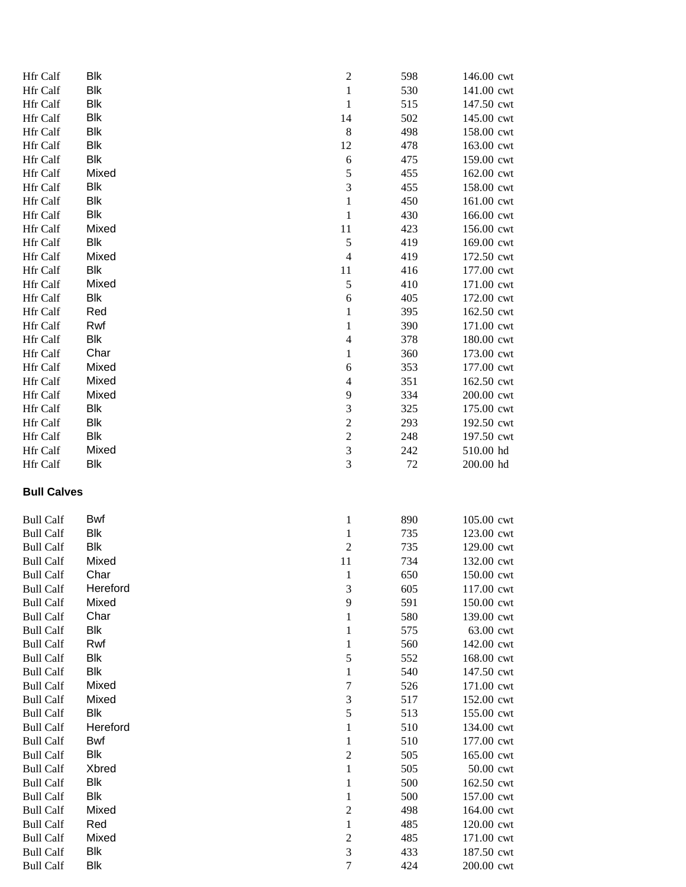| | | | | | |
|---|---|---|---|---|---|
| Hfr Calf | Blk | 2 | 598 | 146.00 | cwt |
| Hfr Calf | Blk | 1 | 530 | 141.00 | cwt |
| Hfr Calf | Blk | 1 | 515 | 147.50 | cwt |
| Hfr Calf | Blk | 14 | 502 | 145.00 | cwt |
| Hfr Calf | Blk | 8 | 498 | 158.00 | cwt |
| Hfr Calf | Blk | 12 | 478 | 163.00 | cwt |
| Hfr Calf | Blk | 6 | 475 | 159.00 | cwt |
| Hfr Calf | Mixed | 5 | 455 | 162.00 | cwt |
| Hfr Calf | Blk | 3 | 455 | 158.00 | cwt |
| Hfr Calf | Blk | 1 | 450 | 161.00 | cwt |
| Hfr Calf | Blk | 1 | 430 | 166.00 | cwt |
| Hfr Calf | Mixed | 11 | 423 | 156.00 | cwt |
| Hfr Calf | Blk | 5 | 419 | 169.00 | cwt |
| Hfr Calf | Mixed | 4 | 419 | 172.50 | cwt |
| Hfr Calf | Blk | 11 | 416 | 177.00 | cwt |
| Hfr Calf | Mixed | 5 | 410 | 171.00 | cwt |
| Hfr Calf | Blk | 6 | 405 | 172.00 | cwt |
| Hfr Calf | Red | 1 | 395 | 162.50 | cwt |
| Hfr Calf | Rwf | 1 | 390 | 171.00 | cwt |
| Hfr Calf | Blk | 4 | 378 | 180.00 | cwt |
| Hfr Calf | Char | 1 | 360 | 173.00 | cwt |
| Hfr Calf | Mixed | 6 | 353 | 177.00 | cwt |
| Hfr Calf | Mixed | 4 | 351 | 162.50 | cwt |
| Hfr Calf | Mixed | 9 | 334 | 200.00 | cwt |
| Hfr Calf | Blk | 3 | 325 | 175.00 | cwt |
| Hfr Calf | Blk | 2 | 293 | 192.50 | cwt |
| Hfr Calf | Blk | 2 | 248 | 197.50 | cwt |
| Hfr Calf | Mixed | 3 | 242 | 510.00 | hd |
| Hfr Calf | Blk | 3 | 72 | 200.00 | hd |

**Bull Calves**

| | | | | | |
|---|---|---|---|---|---|
| Bull Calf | Bwf | 1 | 890 | 105.00 | cwt |
| Bull Calf | Blk | 1 | 735 | 123.00 | cwt |
| Bull Calf | Blk | 2 | 735 | 129.00 | cwt |
| Bull Calf | Mixed | 11 | 734 | 132.00 | cwt |
| Bull Calf | Char | 1 | 650 | 150.00 | cwt |
| Bull Calf | Hereford | 3 | 605 | 117.00 | cwt |
| Bull Calf | Mixed | 9 | 591 | 150.00 | cwt |
| Bull Calf | Char | 1 | 580 | 139.00 | cwt |
| Bull Calf | Blk | 1 | 575 | 63.00 | cwt |
| Bull Calf | Rwf | 1 | 560 | 142.00 | cwt |
| Bull Calf | Blk | 5 | 552 | 168.00 | cwt |
| Bull Calf | Blk | 1 | 540 | 147.50 | cwt |
| Bull Calf | Mixed | 7 | 526 | 171.00 | cwt |
| Bull Calf | Mixed | 3 | 517 | 152.00 | cwt |
| Bull Calf | Blk | 5 | 513 | 155.00 | cwt |
| Bull Calf | Hereford | 1 | 510 | 134.00 | cwt |
| Bull Calf | Bwf | 1 | 510 | 177.00 | cwt |
| Bull Calf | Blk | 2 | 505 | 165.00 | cwt |
| Bull Calf | Xbred | 1 | 505 | 50.00 | cwt |
| Bull Calf | Blk | 1 | 500 | 162.50 | cwt |
| Bull Calf | Blk | 1 | 500 | 157.00 | cwt |
| Bull Calf | Mixed | 2 | 498 | 164.00 | cwt |
| Bull Calf | Red | 1 | 485 | 120.00 | cwt |
| Bull Calf | Mixed | 2 | 485 | 171.00 | cwt |
| Bull Calf | Blk | 3 | 433 | 187.50 | cwt |
| Bull Calf | Blk | 7 | 424 | 200.00 | cwt |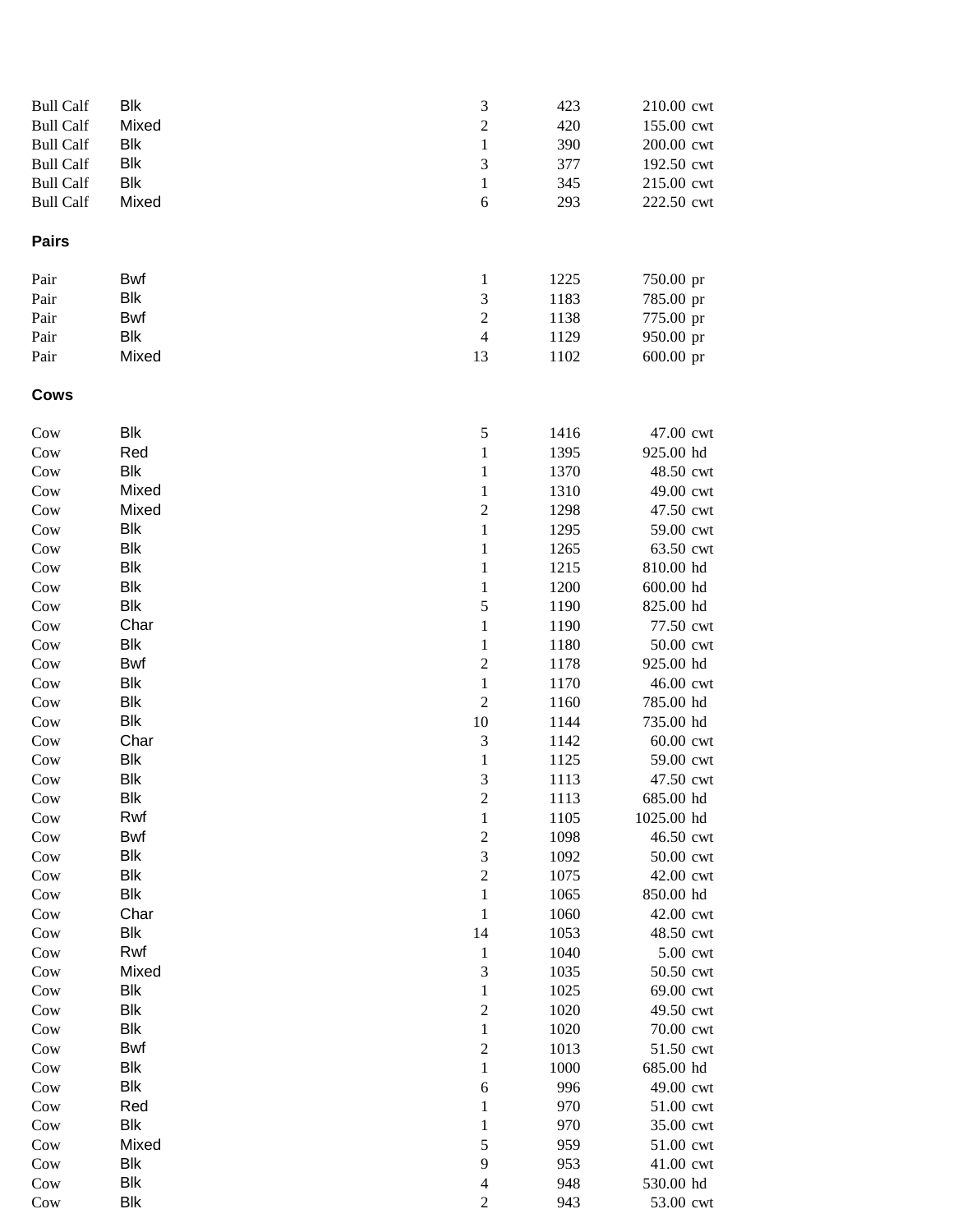| | | | | | |
|---|---|---|---|---|---|
| Bull Calf | Blk | 3 | 423 | 210.00 | cwt |
| Bull Calf | Mixed | 2 | 420 | 155.00 | cwt |
| Bull Calf | Blk | 1 | 390 | 200.00 | cwt |
| Bull Calf | Blk | 3 | 377 | 192.50 | cwt |
| Bull Calf | Blk | 1 | 345 | 215.00 | cwt |
| Bull Calf | Mixed | 6 | 293 | 222.50 | cwt |

**Pairs**

| | | | | | |
|---|---|---|---|---|---|
| Pair | Bwf | 1 | 1225 | 750.00 | pr |
| Pair | Blk | 3 | 1183 | 785.00 | pr |
| Pair | Bwf | 2 | 1138 | 775.00 | pr |
| Pair | Blk | 4 | 1129 | 950.00 | pr |
| Pair | Mixed | 13 | 1102 | 600.00 | pr |

**Cows**

| | | | | | |
|---|---|---|---|---|---|
| Cow | Blk | 5 | 1416 | 47.00 | cwt |
| Cow | Red | 1 | 1395 | 925.00 | hd |
| Cow | Blk | 1 | 1370 | 48.50 | cwt |
| Cow | Mixed | 1 | 1310 | 49.00 | cwt |
| Cow | Mixed | 2 | 1298 | 47.50 | cwt |
| Cow | Blk | 1 | 1295 | 59.00 | cwt |
| Cow | Blk | 1 | 1265 | 63.50 | cwt |
| Cow | Blk | 1 | 1215 | 810.00 | hd |
| Cow | Blk | 1 | 1200 | 600.00 | hd |
| Cow | Blk | 5 | 1190 | 825.00 | hd |
| Cow | Char | 1 | 1190 | 77.50 | cwt |
| Cow | Blk | 1 | 1180 | 50.00 | cwt |
| Cow | Bwf | 2 | 1178 | 925.00 | hd |
| Cow | Blk | 1 | 1170 | 46.00 | cwt |
| Cow | Blk | 2 | 1160 | 785.00 | hd |
| Cow | Blk | 10 | 1144 | 735.00 | hd |
| Cow | Char | 3 | 1142 | 60.00 | cwt |
| Cow | Blk | 1 | 1125 | 59.00 | cwt |
| Cow | Blk | 3 | 1113 | 47.50 | cwt |
| Cow | Blk | 2 | 1113 | 685.00 | hd |
| Cow | Rwf | 1 | 1105 | 1025.00 | hd |
| Cow | Bwf | 2 | 1098 | 46.50 | cwt |
| Cow | Blk | 3 | 1092 | 50.00 | cwt |
| Cow | Blk | 2 | 1075 | 42.00 | cwt |
| Cow | Blk | 1 | 1065 | 850.00 | hd |
| Cow | Char | 1 | 1060 | 42.00 | cwt |
| Cow | Blk | 14 | 1053 | 48.50 | cwt |
| Cow | Rwf | 1 | 1040 | 5.00 | cwt |
| Cow | Mixed | 3 | 1035 | 50.50 | cwt |
| Cow | Blk | 1 | 1025 | 69.00 | cwt |
| Cow | Blk | 2 | 1020 | 49.50 | cwt |
| Cow | Blk | 1 | 1020 | 70.00 | cwt |
| Cow | Bwf | 2 | 1013 | 51.50 | cwt |
| Cow | Blk | 1 | 1000 | 685.00 | hd |
| Cow | Blk | 6 | 996 | 49.00 | cwt |
| Cow | Red | 1 | 970 | 51.00 | cwt |
| Cow | Blk | 1 | 970 | 35.00 | cwt |
| Cow | Mixed | 5 | 959 | 51.00 | cwt |
| Cow | Blk | 9 | 953 | 41.00 | cwt |
| Cow | Blk | 4 | 948 | 530.00 | hd |
| Cow | Blk | 2 | 943 | 53.00 | cwt |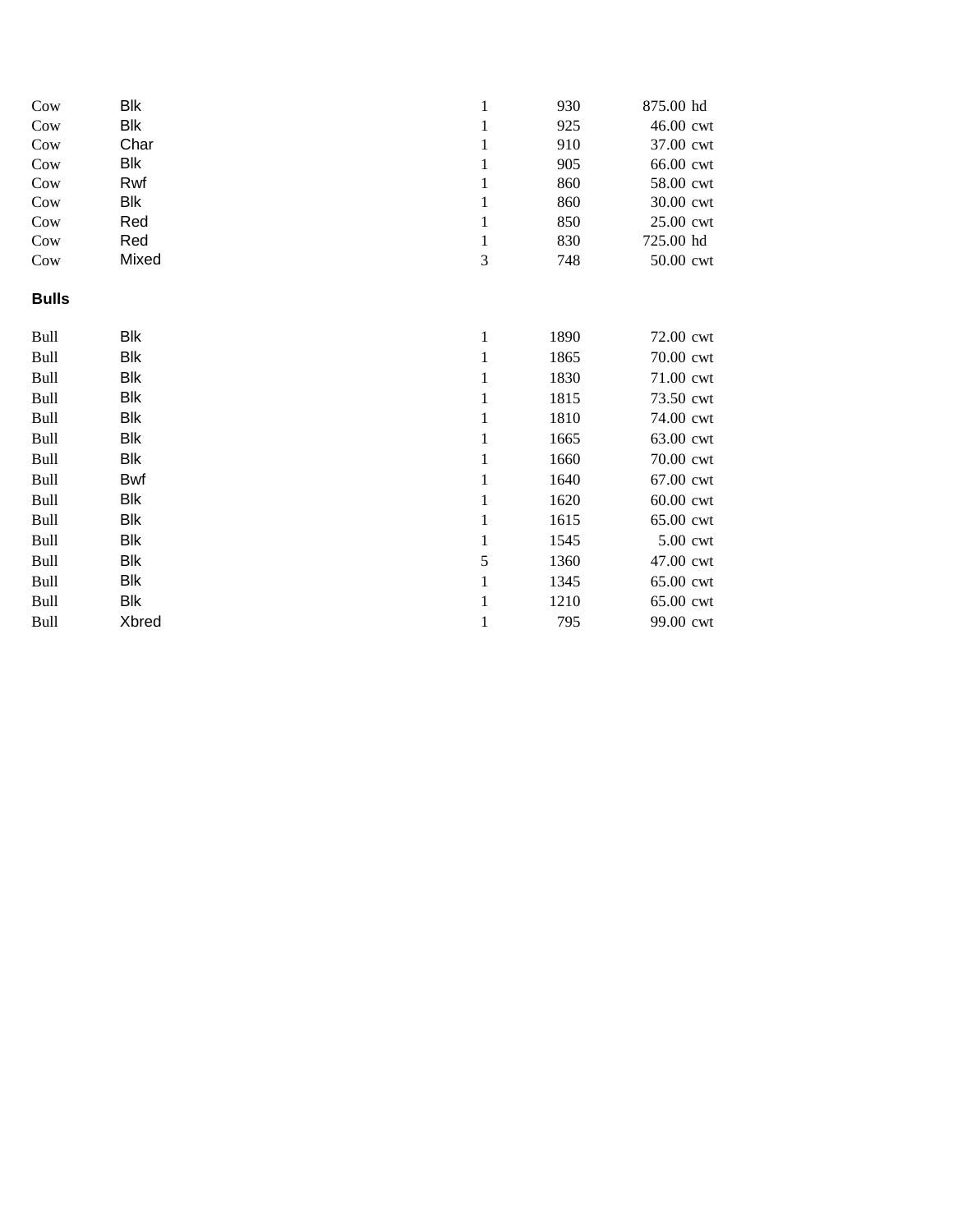| | | | | | |
|---|---|---|---|---|---|
| Cow | Blk | 1 | 930 | 875.00 | hd |
| Cow | Blk | 1 | 925 | 46.00 | cwt |
| Cow | Char | 1 | 910 | 37.00 | cwt |
| Cow | Blk | 1 | 905 | 66.00 | cwt |
| Cow | Rwf | 1 | 860 | 58.00 | cwt |
| Cow | Blk | 1 | 860 | 30.00 | cwt |
| Cow | Red | 1 | 850 | 25.00 | cwt |
| Cow | Red | 1 | 830 | 725.00 | hd |
| Cow | Mixed | 3 | 748 | 50.00 | cwt |

**Bulls**

| | | | | | |
|---|---|---|---|---|---|
| Bull | Blk | 1 | 1890 | 72.00 | cwt |
| Bull | Blk | 1 | 1865 | 70.00 | cwt |
| Bull | Blk | 1 | 1830 | 71.00 | cwt |
| Bull | Blk | 1 | 1815 | 73.50 | cwt |
| Bull | Blk | 1 | 1810 | 74.00 | cwt |
| Bull | Blk | 1 | 1665 | 63.00 | cwt |
| Bull | Blk | 1 | 1660 | 70.00 | cwt |
| Bull | Bwf | 1 | 1640 | 67.00 | cwt |
| Bull | Blk | 1 | 1620 | 60.00 | cwt |
| Bull | Blk | 1 | 1615 | 65.00 | cwt |
| Bull | Blk | 1 | 1545 | 5.00 | cwt |
| Bull | Blk | 5 | 1360 | 47.00 | cwt |
| Bull | Blk | 1 | 1345 | 65.00 | cwt |
| Bull | Blk | 1 | 1210 | 65.00 | cwt |
| Bull | Xbred | 1 | 795 | 99.00 | cwt |